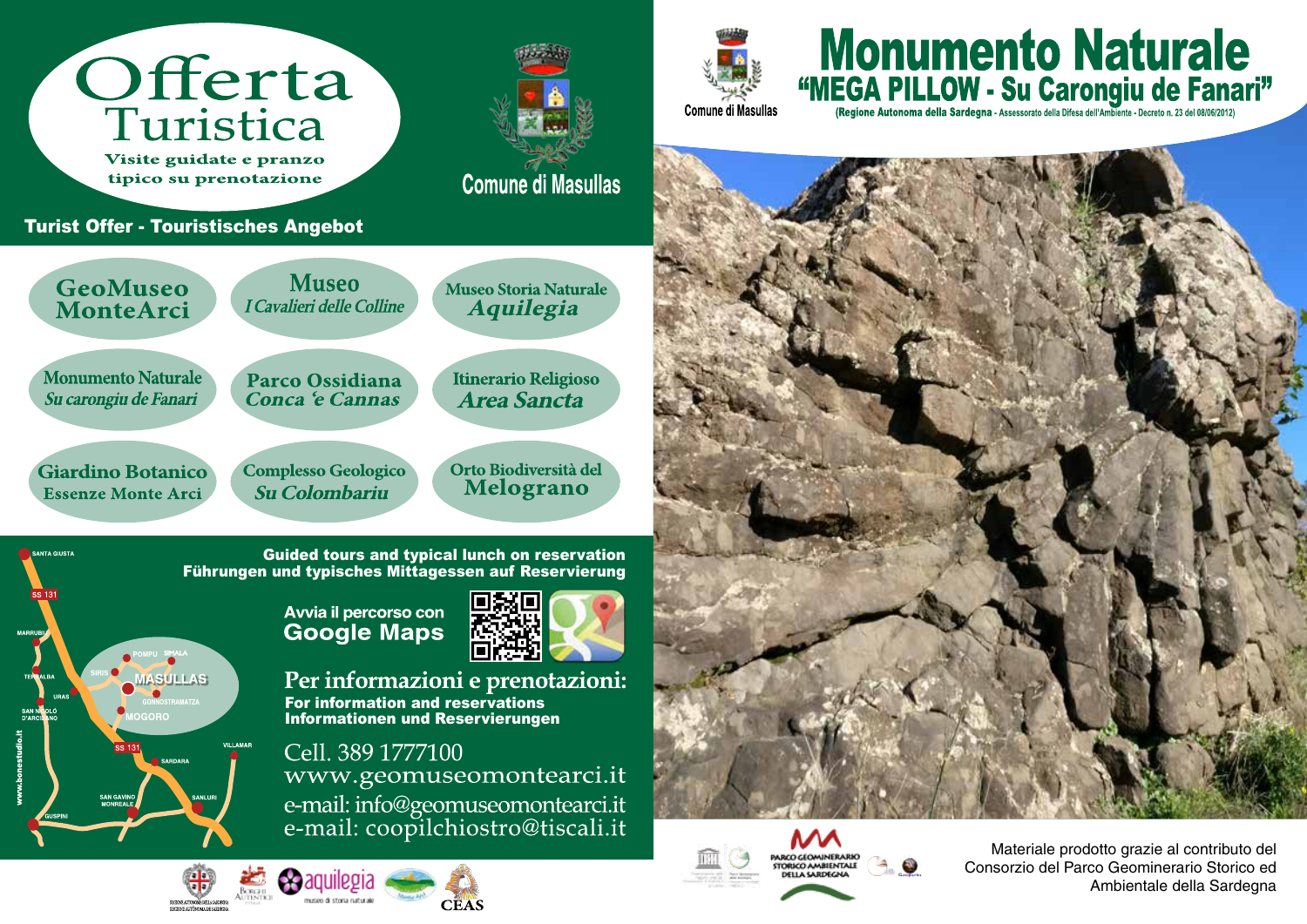# Offerta Turistica

Visite guidate e pranzo tipico su prenotazione

Comune di Masullas

**Turist Offer - Touristisches Angebot**

- GeoMuseo MonteArci
- Museo *I Cavalieri delle Colline*
- Museo Storia Naturale *Aquilegia*
- Monumento Naturale *Su carongiu de Fanari*
- Parco Ossidiana *Conca 'e Cannas*
- Itinerario Religioso *Area Sancta*
- Giardino Botanico Essenze Monte Arci
- Complesso Geologico *Su Colombariu*
- Orto Biodiversità del Melograno

**Guided tours and typical lunch on reservation**
**Führungen und typisches Mittagessen auf Reservierung**

**Avvia il percorso con Google Maps**

## Per informazioni e prenotazioni:

**For information and reservations**
**Informationen und Reservierungen**

Cell. 389 1777100
www.geomuseomontearci.it
e-mail: info@geomuseomontearci.it
e-mail: coopilchiostro@tiscali.it

# Monumento Naturale
## "MEGA PILLOW - Su Carongiu de Fanari"

Comune di Masullas

(Regione Autonoma della Sardegna - Assessorato della Difesa dell'Ambiente - Decreto n. 23 del 08/06/2012)

Materiale prodotto grazie al contributo del Consorzio del Parco Geominerario Storico ed Ambientale della Sardegna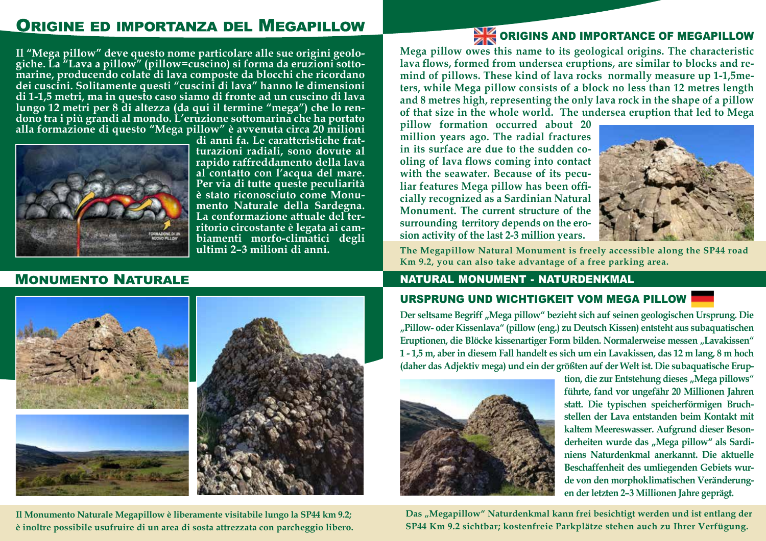# Origine ed importanza del Megapillow

**Il "Mega pillow" deve questo nome particolare alle sue origini geologiche. La "Lava a pillow" (pillow=cuscino) si forma da eruzioni sottomarine, producendo colate di lava composte da blocchi che ricordano dei cuscini. Solitamente questi "cuscini di lava" hanno le dimensioni di 1-1,5 metri, ma in questo caso siamo di fronte ad un cuscino di lava lungo 12 metri per 8 di altezza (da qui il termine "mega") che lo rendono tra i più grandi al mondo. L'eruzione sottomarina che ha portato alla formazione di questo "Mega pillow" è avvenuta circa 20 milioni di anni fa. Le caratteristiche fratturazioni radiali, sono dovute al rapido raffreddamento della lava al contatto con l'acqua del mare. Per via di tutte queste peculiarità è stato riconosciuto come Monumento Naturale della Sardegna. La conformazione attuale del territorio circostante è legata ai cambiamenti morfo-climatici degli ultimi 2–3 milioni di anni.**

FORMAZIONE DI UN NUOVO PILLOW

## Monumento Naturale

**Il Monumento Naturale Megapillow è liberamente visitabile lungo la SP44 km 9.2; è inoltre possibile usufruire di un area di sosta attrezzata con parcheggio libero.**

# Origins and importance of Megapillow

**Mega pillow owes this name to its geological origins. The characteristic lava flows, formed from undersea eruptions, are similar to blocks and remind of pillows. These kind of lava rocks normally measure up 1-1,5meters, while Mega pillow consists of a block no less than 12 metres length and 8 metres high, representing the only lava rock in the shape of a pillow of that size in the whole world. The undersea eruption that led to Mega pillow formation occurred about 20 million years ago. The radial fractures in its surface are due to the sudden cooling of lava flows coming into contact with the seawater. Because of its peculiar features Mega pillow has been officially recognized as a Sardinian Natural Monument. The current structure of the surrounding territory depends on the erosion activity of the last 2-3 million years.**

**The Megapillow Natural Monument is freely accessible along the SP44 road Km 9.2, you can also take advantage of a free parking area.**

## Natural Monument - Naturdenkmal

# Ursprung und Wichtigkeit vom Mega Pillow

**Der seltsame Begriff „Mega pillow" bezieht sich auf seinen geologischen Ursprung. Die „Pillow- oder Kissenlava" (pillow (eng.) zu Deutsch Kissen) entsteht aus subaquatischen Eruptionen, die Blöcke kissenartiger Form bilden. Normalerweise messen „Lavakissen" 1 - 1,5 m, aber in diesem Fall handelt es sich um ein Lavakissen, das 12 m lang, 8 m hoch (daher das Adjektiv mega) und ein der größten auf der Welt ist. Die subaquatische Eruption, die zur Entstehung dieses „Mega pillows" führte, fand vor ungefähr 20 Millionen Jahren statt. Die typischen speicherförmigen Bruchstellen der Lava entstanden beim Kontakt mit kaltem Meereswasser. Aufgrund dieser Besonderheiten wurde das „Mega pillow" als Sardiniens Naturdenkmal anerkannt. Die aktuelle Beschaffenheit des umliegenden Gebiets wurde von den morphoklimatischen Veränderungen der letzten 2–3 Millionen Jahre geprägt.**

**Das „Megapillow" Naturdenkmal kann frei besichtigt werden und ist entlang der SP44 Km 9.2 sichtbar; kostenfreie Parkplätze stehen auch zu Ihrer Verfügung.**